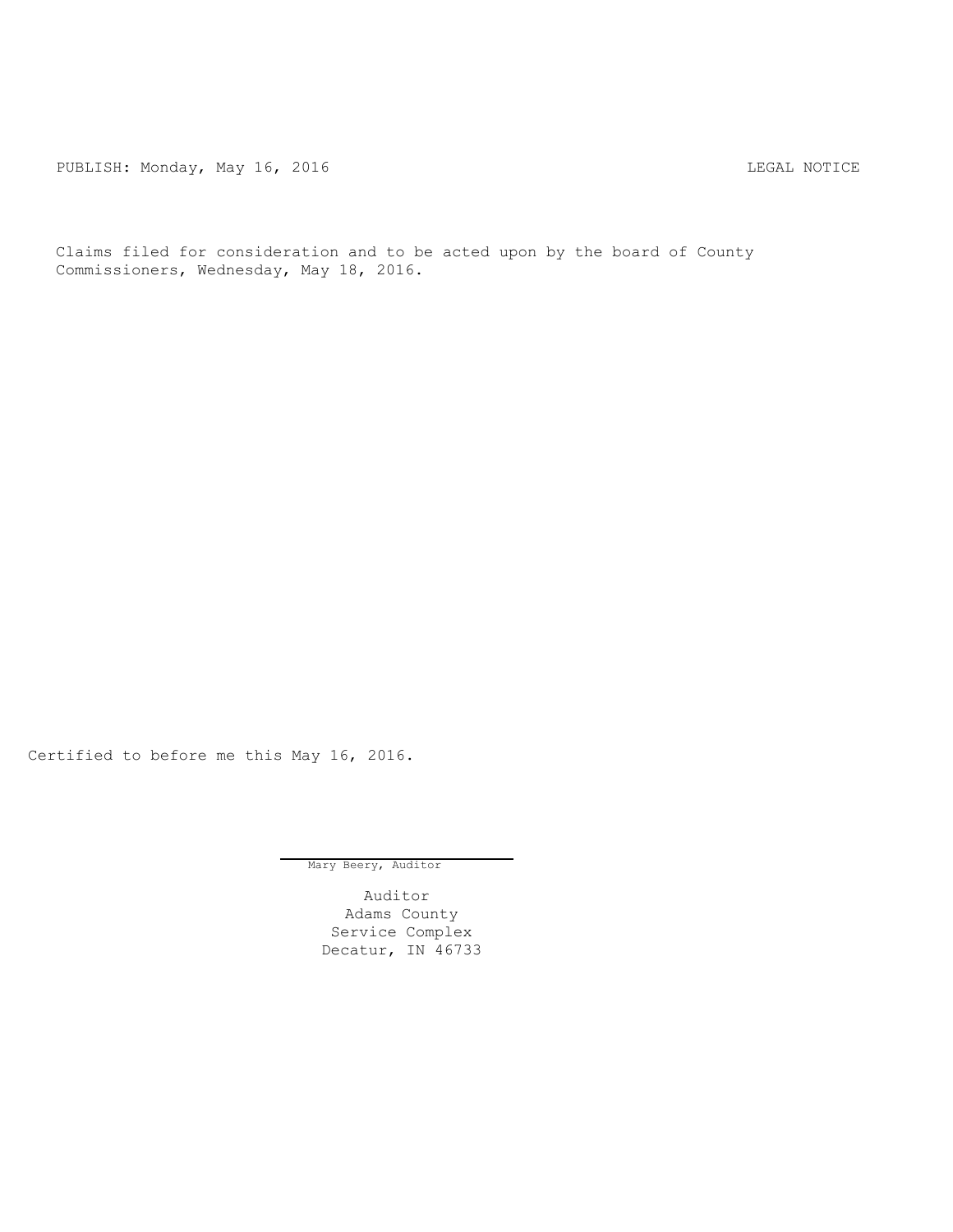PUBLISH: Monday, May 16, 2016 LEGAL NOTICE

Claims filed for consideration and to be acted upon by the board of County Commissioners, Wednesday, May 18, 2016.

Certified to before me this May 16, 2016.

Mary Beery, Auditor

Auditor
Adams County
Service Complex
Decatur, IN 46733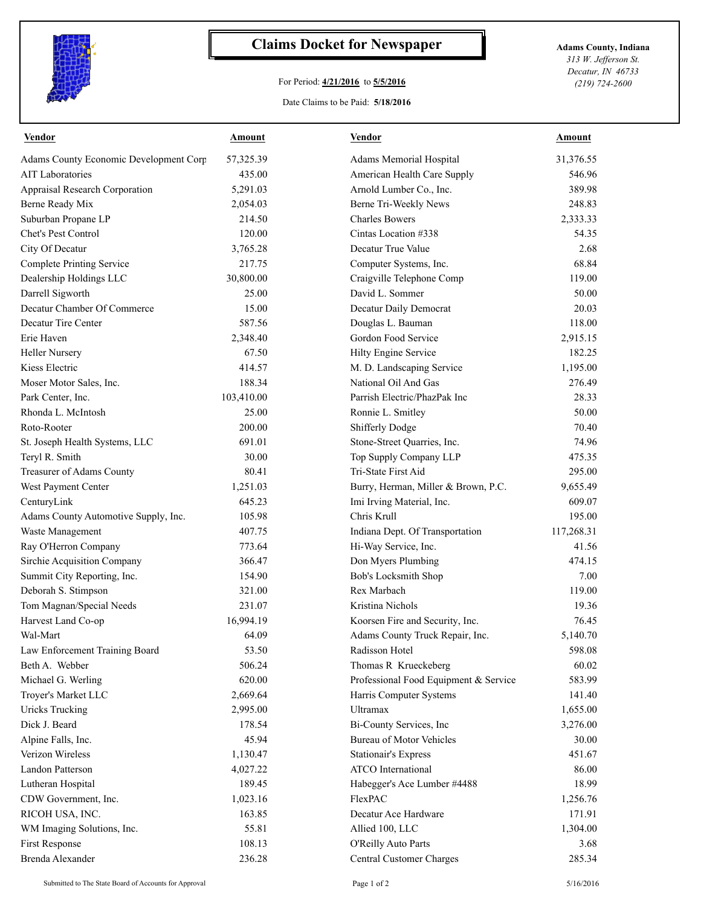# Claims Docket for Newspaper

For Period: **4/21/2016** to **5/5/2016**

Date Claims to be Paid: **5/18/2016**

**Adams County, Indiana**
*313 W. Jefferson St.*
*Decatur, IN 46733*
*(219) 724-2600*

| Vendor | Amount | Vendor | Amount |
|---|---|---|---|
| Adams County Economic Development Corp | 57,325.39 | Adams Memorial Hospital | 31,376.55 |
| AIT Laboratories | 435.00 | American Health Care Supply | 546.96 |
| Appraisal Research Corporation | 5,291.03 | Arnold Lumber Co., Inc. | 389.98 |
| Berne Ready Mix | 2,054.03 | Berne Tri-Weekly News | 248.83 |
| Suburban Propane LP | 214.50 | Charles Bowers | 2,333.33 |
| Chet's Pest Control | 120.00 | Cintas Location #338 | 54.35 |
| City Of Decatur | 3,765.28 | Decatur True Value | 2.68 |
| Complete Printing Service | 217.75 | Computer Systems, Inc. | 68.84 |
| Dealership Holdings LLC | 30,800.00 | Craigville Telephone Comp | 119.00 |
| Darrell Sigworth | 25.00 | David L. Sommer | 50.00 |
| Decatur Chamber Of Commerce | 15.00 | Decatur Daily Democrat | 20.03 |
| Decatur Tire Center | 587.56 | Douglas L. Bauman | 118.00 |
| Erie Haven | 2,348.40 | Gordon Food Service | 2,915.15 |
| Heller Nursery | 67.50 | Hilty Engine Service | 182.25 |
| Kiess Electric | 414.57 | M. D. Landscaping Service | 1,195.00 |
| Moser Motor Sales, Inc. | 188.34 | National Oil And Gas | 276.49 |
| Park Center, Inc. | 103,410.00 | Parrish Electric/PhazPak Inc | 28.33 |
| Rhonda L. McIntosh | 25.00 | Ronnie L. Smitley | 50.00 |
| Roto-Rooter | 200.00 | Shifferly Dodge | 70.40 |
| St. Joseph Health Systems, LLC | 691.01 | Stone-Street Quarries, Inc. | 74.96 |
| Teryl R. Smith | 30.00 | Top Supply Company LLP | 475.35 |
| Treasurer of Adams County | 80.41 | Tri-State First Aid | 295.00 |
| West Payment Center | 1,251.03 | Burry, Herman, Miller & Brown, P.C. | 9,655.49 |
| CenturyLink | 645.23 | Imi Irving Material, Inc. | 609.07 |
| Adams County Automotive Supply, Inc. | 105.98 | Chris Krull | 195.00 |
| Waste Management | 407.75 | Indiana Dept. Of Transportation | 117,268.31 |
| Ray O'Herron Company | 773.64 | Hi-Way Service, Inc. | 41.56 |
| Sirchie Acquisition Company | 366.47 | Don Myers Plumbing | 474.15 |
| Summit City Reporting, Inc. | 154.90 | Bob's Locksmith Shop | 7.00 |
| Deborah S. Stimpson | 321.00 | Rex Marbach | 119.00 |
| Tom Magnan/Special Needs | 231.07 | Kristina Nichols | 19.36 |
| Harvest Land Co-op | 16,994.19 | Koorsen Fire and Security, Inc. | 76.45 |
| Wal-Mart | 64.09 | Adams County Truck Repair, Inc. | 5,140.70 |
| Law Enforcement Training Board | 53.50 | Radisson Hotel | 598.08 |
| Beth A. Webber | 506.24 | Thomas R Krueckeberg | 60.02 |
| Michael G. Werling | 620.00 | Professional Food Equipment & Service | 583.99 |
| Troyer's Market LLC | 2,669.64 | Harris Computer Systems | 141.40 |
| Uricks Trucking | 2,995.00 | Ultramax | 1,655.00 |
| Dick J. Beard | 178.54 | Bi-County Services, Inc | 3,276.00 |
| Alpine Falls, Inc. | 45.94 | Bureau of Motor Vehicles | 30.00 |
| Verizon Wireless | 1,130.47 | Stationair's Express | 451.67 |
| Landon Patterson | 4,027.22 | ATCO International | 86.00 |
| Lutheran Hospital | 189.45 | Habegger's Ace Lumber #4488 | 18.99 |
| CDW Government, Inc. | 1,023.16 | FlexPAC | 1,256.76 |
| RICOH USA, INC. | 163.85 | Decatur Ace Hardware | 171.91 |
| WM Imaging Solutions, Inc. | 55.81 | Allied 100, LLC | 1,304.00 |
| First Response | 108.13 | O'Reilly Auto Parts | 3.68 |
| Brenda Alexander | 236.28 | Central Customer Charges | 285.34 |

Submitted to The State Board of Accounts for Approval

5/16/2016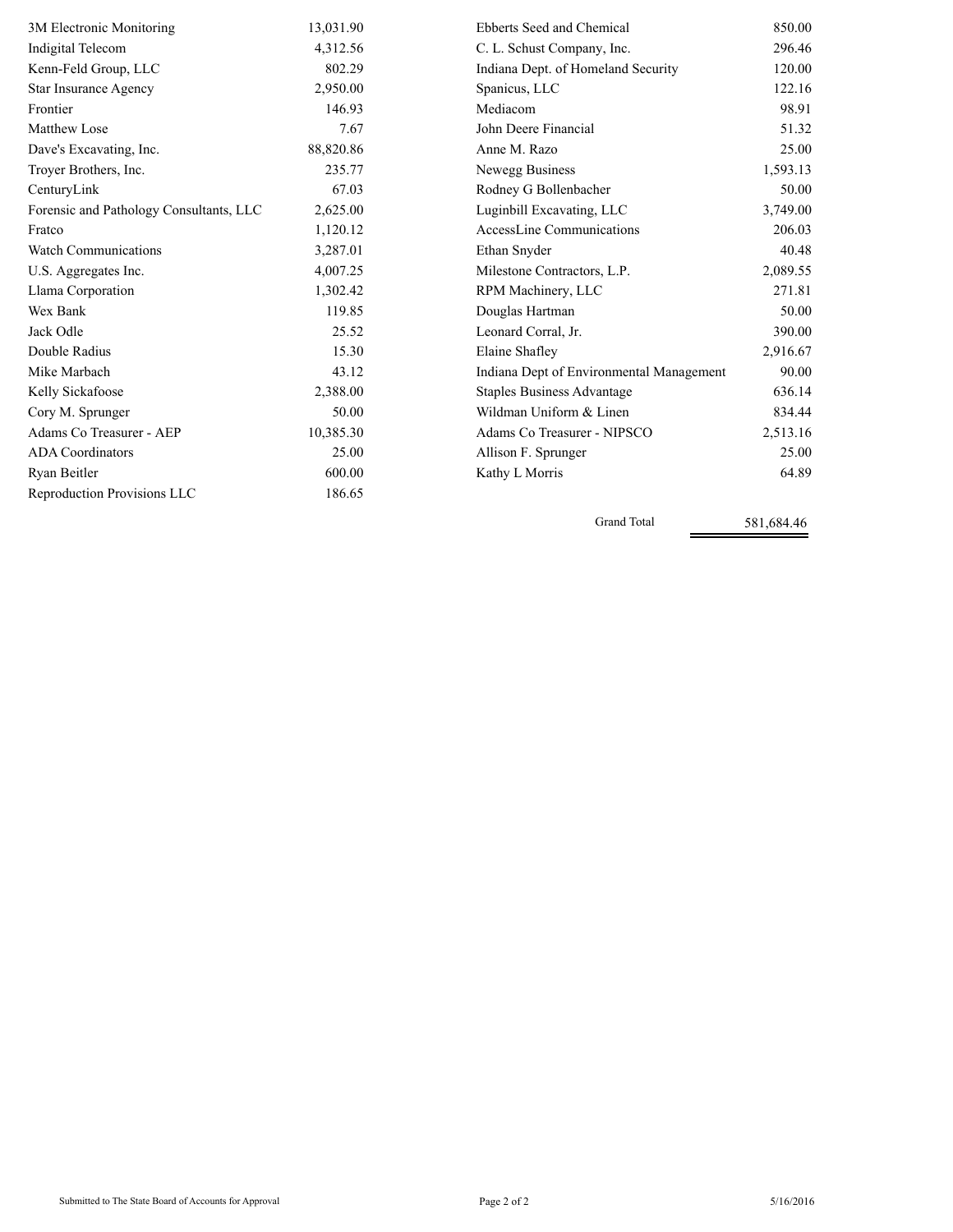| | |
|---|---|
| 3M Electronic Monitoring | 13,031.90 |
| Indigital Telecom | 4,312.56 |
| Kenn-Feld Group, LLC | 802.29 |
| Star Insurance Agency | 2,950.00 |
| Frontier | 146.93 |
| Matthew Lose | 7.67 |
| Dave's Excavating, Inc. | 88,820.86 |
| Troyer Brothers, Inc. | 235.77 |
| CenturyLink | 67.03 |
| Forensic and Pathology Consultants, LLC | 2,625.00 |
| Fratco | 1,120.12 |
| Watch Communications | 3,287.01 |
| U.S. Aggregates Inc. | 4,007.25 |
| Llama Corporation | 1,302.42 |
| Wex Bank | 119.85 |
| Jack Odle | 25.52 |
| Double Radius | 15.30 |
| Mike Marbach | 43.12 |
| Kelly Sickafoose | 2,388.00 |
| Cory M. Sprunger | 50.00 |
| Adams Co Treasurer - AEP | 10,385.30 |
| ADA Coordinators | 25.00 |
| Ryan Beitler | 600.00 |
| Reproduction Provisions LLC | 186.65 |
| Ebberts Seed and Chemical | 850.00 |
| C. L. Schust Company, Inc. | 296.46 |
| Indiana Dept. of Homeland Security | 120.00 |
| Spanicus, LLC | 122.16 |
| Mediacom | 98.91 |
| John Deere Financial | 51.32 |
| Anne M. Razo | 25.00 |
| Newegg Business | 1,593.13 |
| Rodney G Bollenbacher | 50.00 |
| Luginbill Excavating, LLC | 3,749.00 |
| AccessLine Communications | 206.03 |
| Ethan Snyder | 40.48 |
| Milestone Contractors, L.P. | 2,089.55 |
| RPM Machinery, LLC | 271.81 |
| Douglas Hartman | 50.00 |
| Leonard Corral, Jr. | 390.00 |
| Elaine Shafley | 2,916.67 |
| Indiana Dept of Environmental Management | 90.00 |
| Staples Business Advantage | 636.14 |
| Wildman Uniform & Linen | 834.44 |
| Adams Co Treasurer - NIPSCO | 2,513.16 |
| Allison F. Sprunger | 25.00 |
| Kathy L Morris | 64.89 |
| Grand Total | 581,684.46 |

Submitted to The State Board of Accounts for Approval

5/16/2016